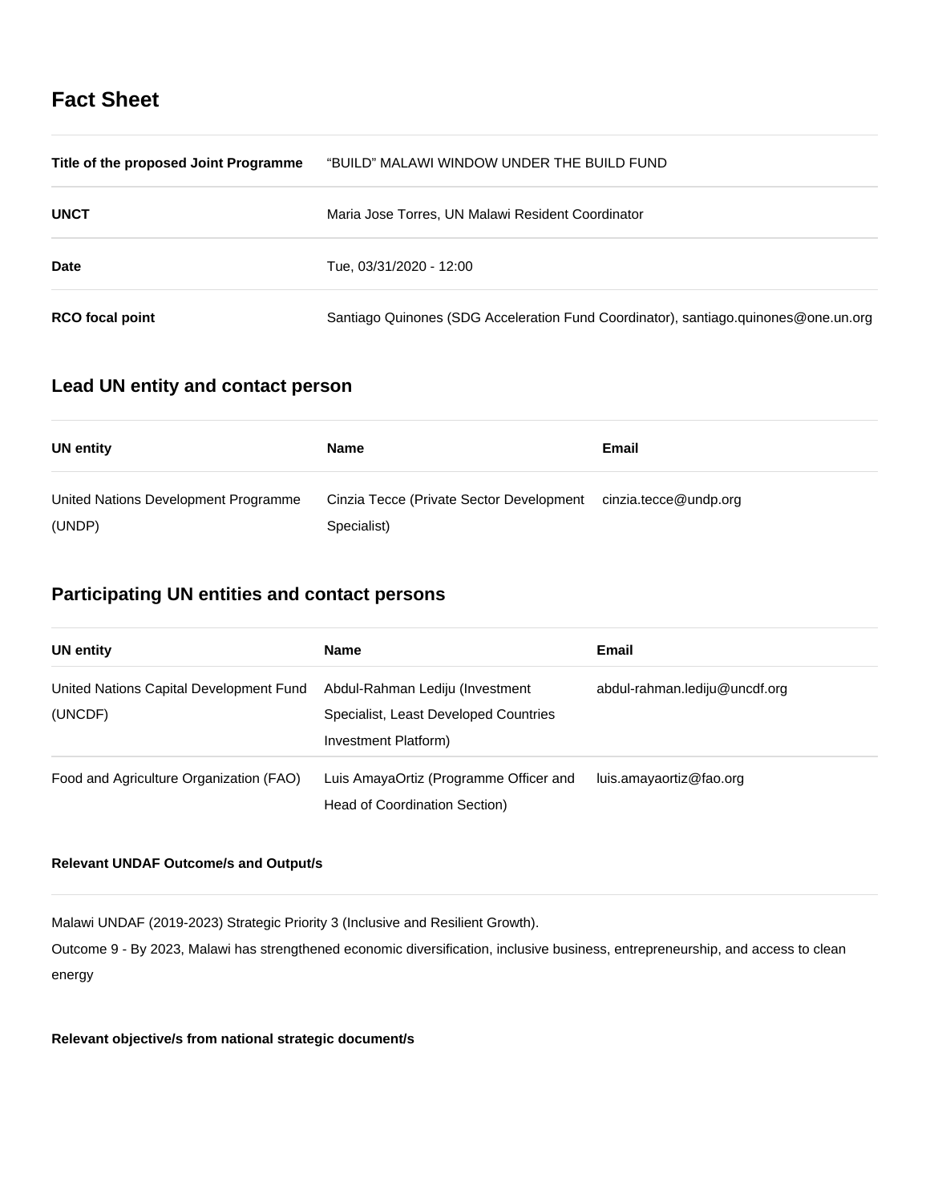# Fact Sheet

| | |
|---|---|
| **Title of the proposed Joint Programme** | “BUILD” MALAWI WINDOW UNDER THE BUILD FUND |
| **UNCT** | Maria Jose Torres, UN Malawi Resident Coordinator |
| **Date** | Tue, 03/31/2020 - 12:00 |
| **RCO focal point** | Santiago Quinones (SDG Acceleration Fund Coordinator), santiago.quinones@one.un.org |

## Lead UN entity and contact person

| UN entity | Name | Email |
|---|---|---|
| United Nations Development Programme (UNDP) | Cinzia Tecce (Private Sector Development Specialist) | cinzia.tecce@undp.org |

## Participating UN entities and contact persons

| UN entity | Name | Email |
|---|---|---|
| United Nations Capital Development Fund (UNCDF) | Abdul-Rahman Lediju (Investment Specialist, Least Developed Countries Investment Platform) | abdul-rahman.lediju@uncdf.org |
| Food and Agriculture Organization (FAO) | Luis AmayaOrtiz (Programme Officer and Head of Coordination Section) | luis.amayaortiz@fao.org |

#### Relevant UNDAF Outcome/s and Output/s

Malawi UNDAF (2019-2023) Strategic Priority 3 (Inclusive and Resilient Growth).

Outcome 9 - By 2023, Malawi has strengthened economic diversification, inclusive business, entrepreneurship, and access to clean energy

#### Relevant objective/s from national strategic document/s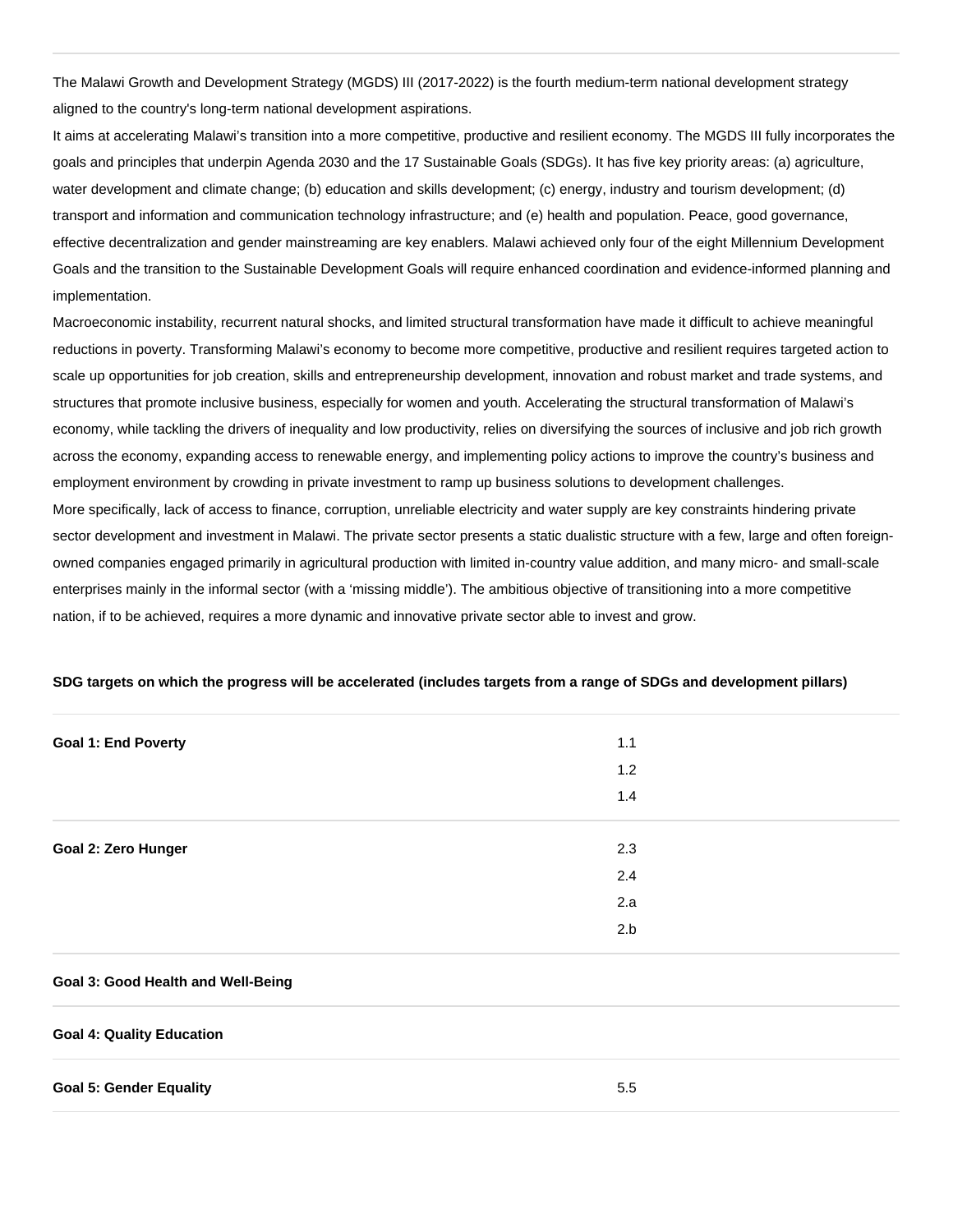The Malawi Growth and Development Strategy (MGDS) III (2017-2022) is the fourth medium-term national development strategy aligned to the country's long-term national development aspirations.

It aims at accelerating Malawi's transition into a more competitive, productive and resilient economy. The MGDS III fully incorporates the goals and principles that underpin Agenda 2030 and the 17 Sustainable Goals (SDGs). It has five key priority areas: (a) agriculture, water development and climate change; (b) education and skills development; (c) energy, industry and tourism development; (d) transport and information and communication technology infrastructure; and (e) health and population. Peace, good governance, effective decentralization and gender mainstreaming are key enablers. Malawi achieved only four of the eight Millennium Development Goals and the transition to the Sustainable Development Goals will require enhanced coordination and evidence-informed planning and implementation.

Macroeconomic instability, recurrent natural shocks, and limited structural transformation have made it difficult to achieve meaningful reductions in poverty. Transforming Malawi's economy to become more competitive, productive and resilient requires targeted action to scale up opportunities for job creation, skills and entrepreneurship development, innovation and robust market and trade systems, and structures that promote inclusive business, especially for women and youth. Accelerating the structural transformation of Malawi's economy, while tackling the drivers of inequality and low productivity, relies on diversifying the sources of inclusive and job rich growth across the economy, expanding access to renewable energy, and implementing policy actions to improve the country's business and employment environment by crowding in private investment to ramp up business solutions to development challenges.

More specifically, lack of access to finance, corruption, unreliable electricity and water supply are key constraints hindering private sector development and investment in Malawi. The private sector presents a static dualistic structure with a few, large and often foreign-owned companies engaged primarily in agricultural production with limited in-country value addition, and many micro- and small-scale enterprises mainly in the informal sector (with a 'missing middle'). The ambitious objective of transitioning into a more competitive nation, if to be achieved, requires a more dynamic and innovative private sector able to invest and grow.

**SDG targets on which the progress will be accelerated (includes targets from a range of SDGs and development pillars)**

| Goal | Targets |
|---|---|
| **Goal 1: End Poverty** | 1.1<br>1.2<br>1.4 |
| **Goal 2: Zero Hunger** | 2.3<br>2.4<br>2.a<br>2.b |
| **Goal 3: Good Health and Well-Being** | |
| **Goal 4: Quality Education** | |
| **Goal 5: Gender Equality** | 5.5 |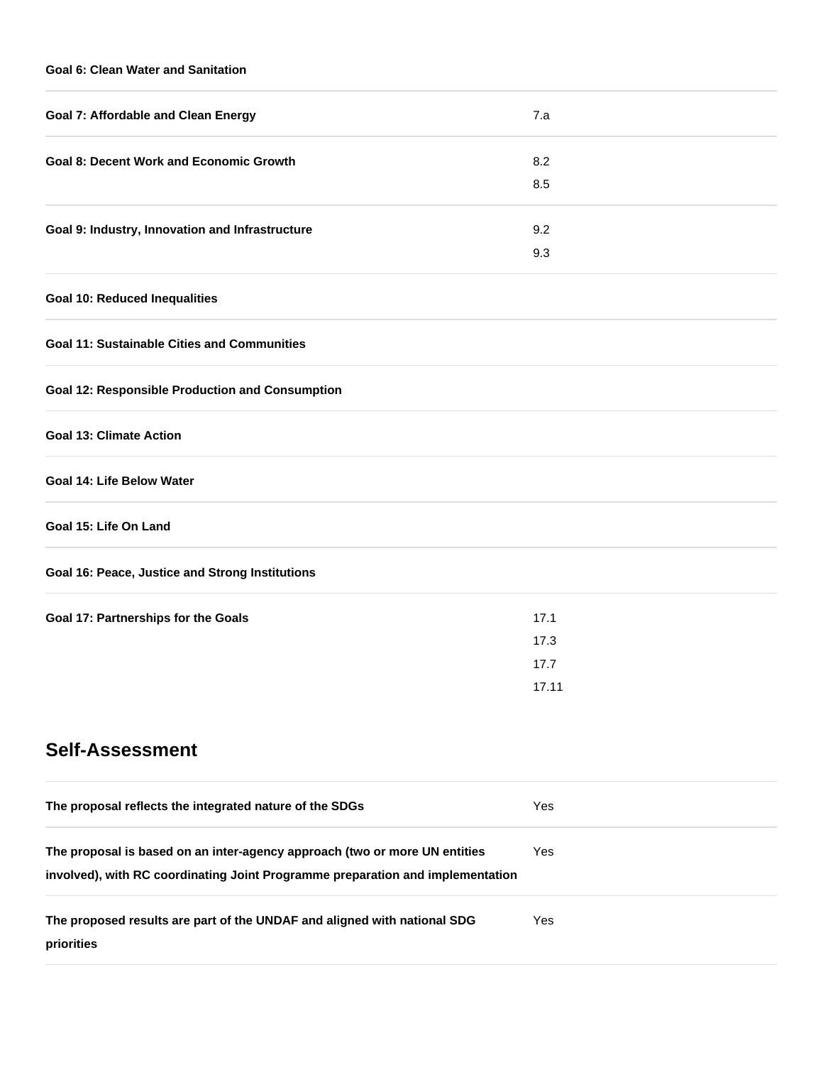| | |
|---|---|
| **Goal 6: Clean Water and Sanitation** | |
| **Goal 7: Affordable and Clean Energy** | 7.a |
| **Goal 8: Decent Work and Economic Growth** | 8.2<br>8.5 |
| **Goal 9: Industry, Innovation and Infrastructure** | 9.2<br>9.3 |
| **Goal 10: Reduced Inequalities** | |
| **Goal 11: Sustainable Cities and Communities** | |
| **Goal 12: Responsible Production and Consumption** | |
| **Goal 13: Climate Action** | |
| **Goal 14: Life Below Water** | |
| **Goal 15: Life On Land** | |
| **Goal 16: Peace, Justice and Strong Institutions** | |
| **Goal 17: Partnerships for the Goals** | 17.1<br>17.3<br>17.7<br>17.11 |

## Self-Assessment

| | |
|---|---|
| **The proposal reflects the integrated nature of the SDGs** | Yes |
| **The proposal is based on an inter-agency approach (two or more UN entities involved), with RC coordinating Joint Programme preparation and implementation** | Yes |
| **The proposed results are part of the UNDAF and aligned with national SDG priorities** | Yes |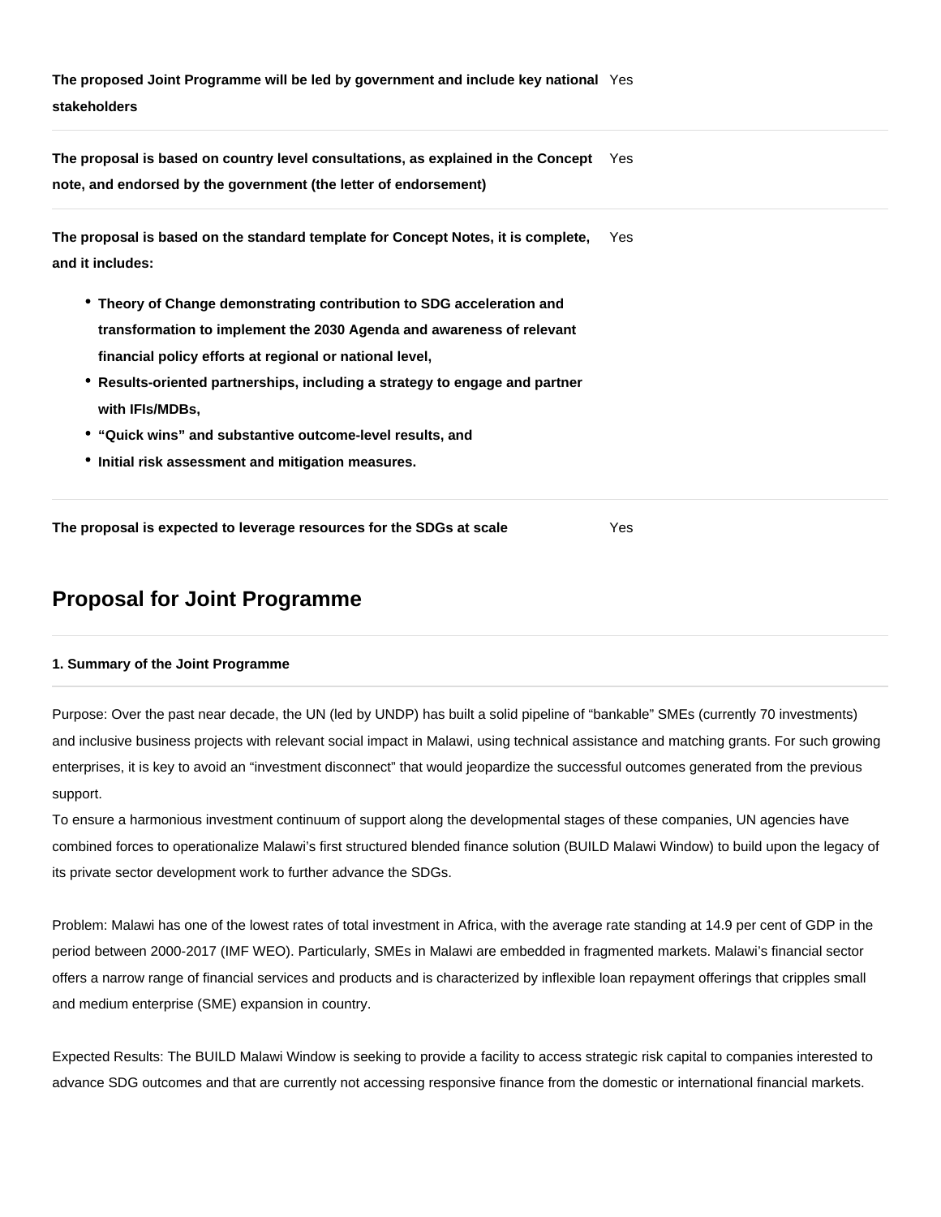| | |
|---|---|
| **The proposed Joint Programme will be led by government and include key national stakeholders** | Yes |
| **The proposal is based on country level consultations, as explained in the Concept note, and endorsed by the government (the letter of endorsement)** | Yes |
| **The proposal is based on the standard template for Concept Notes, it is complete, and it includes:**<br>• **Theory of Change demonstrating contribution to SDG acceleration and transformation to implement the 2030 Agenda and awareness of relevant financial policy efforts at regional or national level,**<br>• **Results-oriented partnerships, including a strategy to engage and partner with IFIs/MDBs,**<br>• **"Quick wins" and substantive outcome-level results, and**<br>• **Initial risk assessment and mitigation measures.** | Yes |
| **The proposal is expected to leverage resources for the SDGs at scale** | Yes |

## Proposal for Joint Programme

#### 1. Summary of the Joint Programme

Purpose: Over the past near decade, the UN (led by UNDP) has built a solid pipeline of "bankable" SMEs (currently 70 investments) and inclusive business projects with relevant social impact in Malawi, using technical assistance and matching grants. For such growing enterprises, it is key to avoid an "investment disconnect" that would jeopardize the successful outcomes generated from the previous support.
To ensure a harmonious investment continuum of support along the developmental stages of these companies, UN agencies have combined forces to operationalize Malawi's first structured blended finance solution (BUILD Malawi Window) to build upon the legacy of its private sector development work to further advance the SDGs.

Problem: Malawi has one of the lowest rates of total investment in Africa, with the average rate standing at 14.9 per cent of GDP in the period between 2000-2017 (IMF WEO). Particularly, SMEs in Malawi are embedded in fragmented markets. Malawi's financial sector offers a narrow range of financial services and products and is characterized by inflexible loan repayment offerings that cripples small and medium enterprise (SME) expansion in country.

Expected Results: The BUILD Malawi Window is seeking to provide a facility to access strategic risk capital to companies interested to advance SDG outcomes and that are currently not accessing responsive finance from the domestic or international financial markets.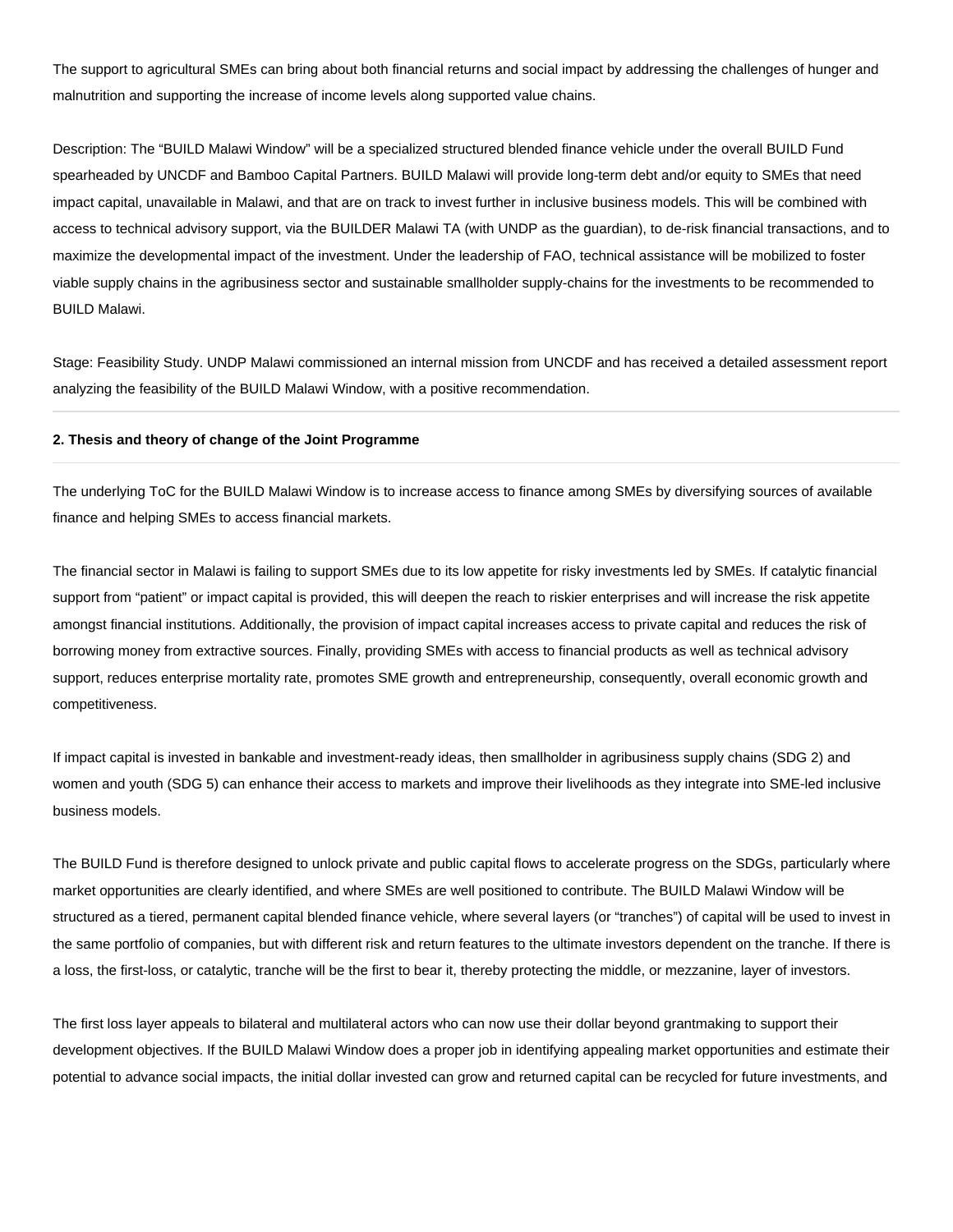The support to agricultural SMEs can bring about both financial returns and social impact by addressing the challenges of hunger and malnutrition and supporting the increase of income levels along supported value chains.

Description: The "BUILD Malawi Window" will be a specialized structured blended finance vehicle under the overall BUILD Fund spearheaded by UNCDF and Bamboo Capital Partners. BUILD Malawi will provide long-term debt and/or equity to SMEs that need impact capital, unavailable in Malawi, and that are on track to invest further in inclusive business models. This will be combined with access to technical advisory support, via the BUILDER Malawi TA (with UNDP as the guardian), to de-risk financial transactions, and to maximize the developmental impact of the investment. Under the leadership of FAO, technical assistance will be mobilized to foster viable supply chains in the agribusiness sector and sustainable smallholder supply-chains for the investments to be recommended to BUILD Malawi.

Stage: Feasibility Study. UNDP Malawi commissioned an internal mission from UNCDF and has received a detailed assessment report analyzing the feasibility of the BUILD Malawi Window, with a positive recommendation.

---

#### 2. Thesis and theory of change of the Joint Programme

---

The underlying ToC for the BUILD Malawi Window is to increase access to finance among SMEs by diversifying sources of available finance and helping SMEs to access financial markets.

The financial sector in Malawi is failing to support SMEs due to its low appetite for risky investments led by SMEs. If catalytic financial support from "patient" or impact capital is provided, this will deepen the reach to riskier enterprises and will increase the risk appetite amongst financial institutions. Additionally, the provision of impact capital increases access to private capital and reduces the risk of borrowing money from extractive sources. Finally, providing SMEs with access to financial products as well as technical advisory support, reduces enterprise mortality rate, promotes SME growth and entrepreneurship, consequently, overall economic growth and competitiveness.

If impact capital is invested in bankable and investment-ready ideas, then smallholder in agribusiness supply chains (SDG 2) and women and youth (SDG 5) can enhance their access to markets and improve their livelihoods as they integrate into SME-led inclusive business models.

The BUILD Fund is therefore designed to unlock private and public capital flows to accelerate progress on the SDGs, particularly where market opportunities are clearly identified, and where SMEs are well positioned to contribute. The BUILD Malawi Window will be structured as a tiered, permanent capital blended finance vehicle, where several layers (or "tranches") of capital will be used to invest in the same portfolio of companies, but with different risk and return features to the ultimate investors dependent on the tranche. If there is a loss, the first-loss, or catalytic, tranche will be the first to bear it, thereby protecting the middle, or mezzanine, layer of investors.

The first loss layer appeals to bilateral and multilateral actors who can now use their dollar beyond grantmaking to support their development objectives. If the BUILD Malawi Window does a proper job in identifying appealing market opportunities and estimate their potential to advance social impacts, the initial dollar invested can grow and returned capital can be recycled for future investments, and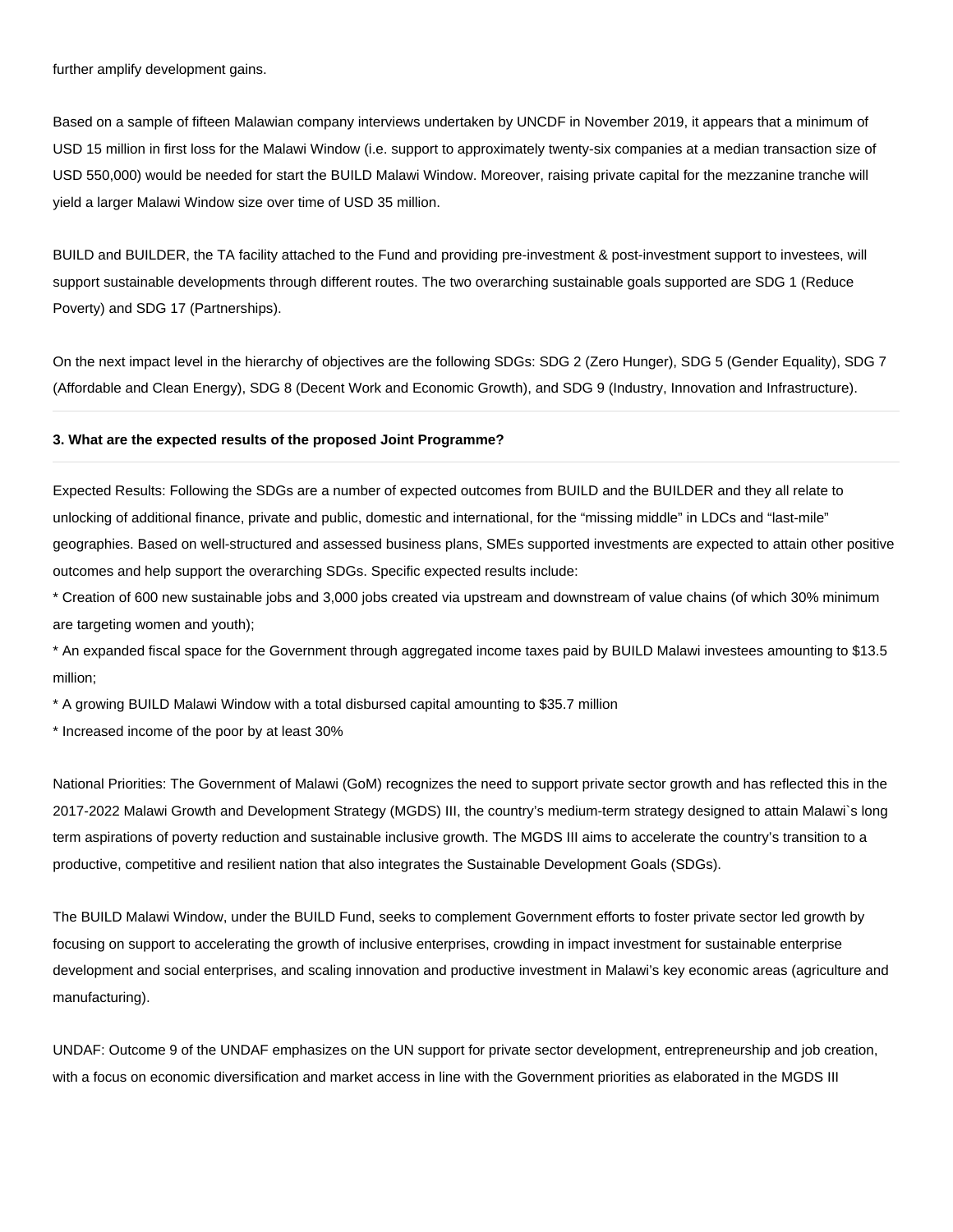further amplify development gains.

Based on a sample of fifteen Malawian company interviews undertaken by UNCDF in November 2019, it appears that a minimum of USD 15 million in first loss for the Malawi Window (i.e. support to approximately twenty-six companies at a median transaction size of USD 550,000) would be needed for start the BUILD Malawi Window. Moreover, raising private capital for the mezzanine tranche will yield a larger Malawi Window size over time of USD 35 million.

BUILD and BUILDER, the TA facility attached to the Fund and providing pre-investment & post-investment support to investees, will support sustainable developments through different routes. The two overarching sustainable goals supported are SDG 1 (Reduce Poverty) and SDG 17 (Partnerships).

On the next impact level in the hierarchy of objectives are the following SDGs: SDG 2 (Zero Hunger), SDG 5 (Gender Equality), SDG 7 (Affordable and Clean Energy), SDG 8 (Decent Work and Economic Growth), and SDG 9 (Industry, Innovation and Infrastructure).

---

**3. What are the expected results of the proposed Joint Programme?**

---

Expected Results: Following the SDGs are a number of expected outcomes from BUILD and the BUILDER and they all relate to unlocking of additional finance, private and public, domestic and international, for the “missing middle” in LDCs and “last-mile” geographies. Based on well-structured and assessed business plans, SMEs supported investments are expected to attain other positive outcomes and help support the overarching SDGs. Specific expected results include:

* Creation of 600 new sustainable jobs and 3,000 jobs created via upstream and downstream of value chains (of which 30% minimum are targeting women and youth);
* An expanded fiscal space for the Government through aggregated income taxes paid by BUILD Malawi investees amounting to $13.5 million;
* A growing BUILD Malawi Window with a total disbursed capital amounting to $35.7 million
* Increased income of the poor by at least 30%

National Priorities: The Government of Malawi (GoM) recognizes the need to support private sector growth and has reflected this in the 2017-2022 Malawi Growth and Development Strategy (MGDS) III, the country’s medium-term strategy designed to attain Malawi`s long term aspirations of poverty reduction and sustainable inclusive growth. The MGDS III aims to accelerate the country’s transition to a productive, competitive and resilient nation that also integrates the Sustainable Development Goals (SDGs).

The BUILD Malawi Window, under the BUILD Fund, seeks to complement Government efforts to foster private sector led growth by focusing on support to accelerating the growth of inclusive enterprises, crowding in impact investment for sustainable enterprise development and social enterprises, and scaling innovation and productive investment in Malawi’s key economic areas (agriculture and manufacturing).

UNDAF: Outcome 9 of the UNDAF emphasizes on the UN support for private sector development, entrepreneurship and job creation, with a focus on economic diversification and market access in line with the Government priorities as elaborated in the MGDS III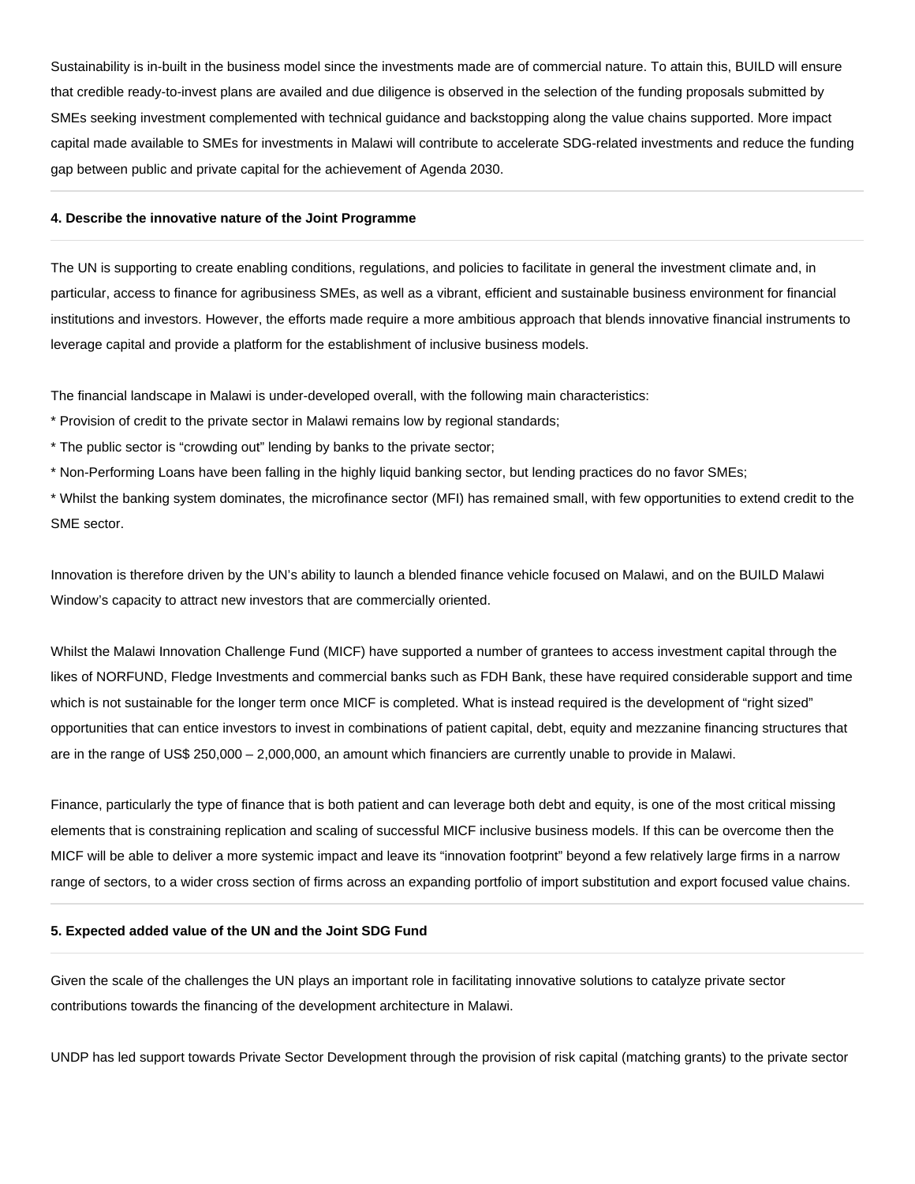Sustainability is in-built in the business model since the investments made are of commercial nature. To attain this, BUILD will ensure that credible ready-to-invest plans are availed and due diligence is observed in the selection of the funding proposals submitted by SMEs seeking investment complemented with technical guidance and backstopping along the value chains supported. More impact capital made available to SMEs for investments in Malawi will contribute to accelerate SDG-related investments and reduce the funding gap between public and private capital for the achievement of Agenda 2030.

---

#### 4. Describe the innovative nature of the Joint Programme

The UN is supporting to create enabling conditions, regulations, and policies to facilitate in general the investment climate and, in particular, access to finance for agribusiness SMEs, as well as a vibrant, efficient and sustainable business environment for financial institutions and investors. However, the efforts made require a more ambitious approach that blends innovative financial instruments to leverage capital and provide a platform for the establishment of inclusive business models.

The financial landscape in Malawi is under-developed overall, with the following main characteristics:

* Provision of credit to the private sector in Malawi remains low by regional standards;
* The public sector is “crowding out” lending by banks to the private sector;
* Non-Performing Loans have been falling in the highly liquid banking sector, but lending practices do no favor SMEs;
* Whilst the banking system dominates, the microfinance sector (MFI) has remained small, with few opportunities to extend credit to the SME sector.

Innovation is therefore driven by the UN’s ability to launch a blended finance vehicle focused on Malawi, and on the BUILD Malawi Window’s capacity to attract new investors that are commercially oriented.

Whilst the Malawi Innovation Challenge Fund (MICF) have supported a number of grantees to access investment capital through the likes of NORFUND, Fledge Investments and commercial banks such as FDH Bank, these have required considerable support and time which is not sustainable for the longer term once MICF is completed. What is instead required is the development of “right sized” opportunities that can entice investors to invest in combinations of patient capital, debt, equity and mezzanine financing structures that are in the range of US$ 250,000 – 2,000,000, an amount which financiers are currently unable to provide in Malawi.

Finance, particularly the type of finance that is both patient and can leverage both debt and equity, is one of the most critical missing elements that is constraining replication and scaling of successful MICF inclusive business models. If this can be overcome then the MICF will be able to deliver a more systemic impact and leave its “innovation footprint” beyond a few relatively large firms in a narrow range of sectors, to a wider cross section of firms across an expanding portfolio of import substitution and export focused value chains.

---

#### 5. Expected added value of the UN and the Joint SDG Fund

Given the scale of the challenges the UN plays an important role in facilitating innovative solutions to catalyze private sector contributions towards the financing of the development architecture in Malawi.

UNDP has led support towards Private Sector Development through the provision of risk capital (matching grants) to the private sector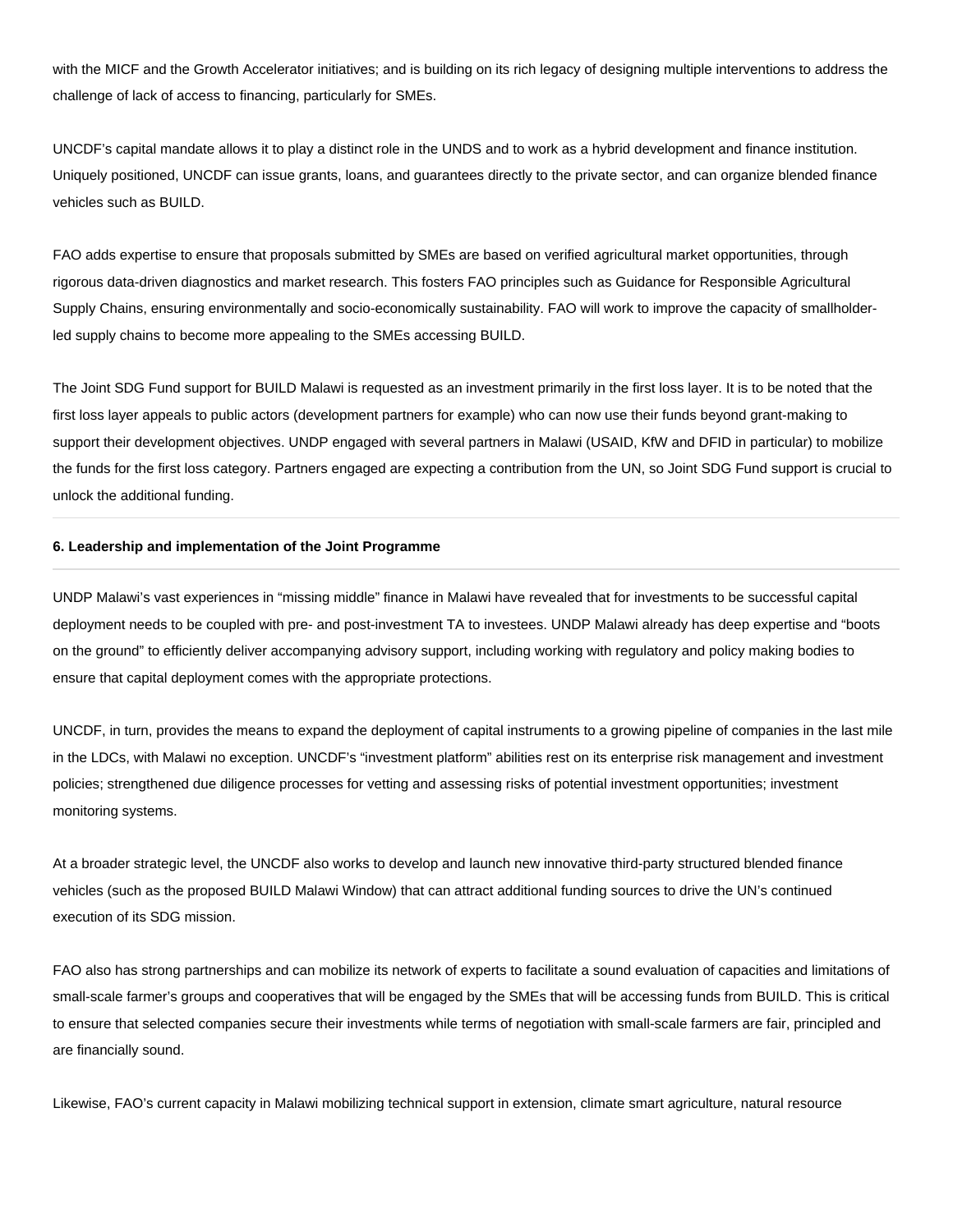with the MICF and the Growth Accelerator initiatives; and is building on its rich legacy of designing multiple interventions to address the challenge of lack of access to financing, particularly for SMEs.

UNCDF's capital mandate allows it to play a distinct role in the UNDS and to work as a hybrid development and finance institution. Uniquely positioned, UNCDF can issue grants, loans, and guarantees directly to the private sector, and can organize blended finance vehicles such as BUILD.

FAO adds expertise to ensure that proposals submitted by SMEs are based on verified agricultural market opportunities, through rigorous data-driven diagnostics and market research. This fosters FAO principles such as Guidance for Responsible Agricultural Supply Chains, ensuring environmentally and socio-economically sustainability. FAO will work to improve the capacity of smallholder-led supply chains to become more appealing to the SMEs accessing BUILD.

The Joint SDG Fund support for BUILD Malawi is requested as an investment primarily in the first loss layer. It is to be noted that the first loss layer appeals to public actors (development partners for example) who can now use their funds beyond grant-making to support their development objectives. UNDP engaged with several partners in Malawi (USAID, KfW and DFID in particular) to mobilize the funds for the first loss category. Partners engaged are expecting a contribution from the UN, so Joint SDG Fund support is crucial to unlock the additional funding.

**6. Leadership and implementation of the Joint Programme**

UNDP Malawi's vast experiences in "missing middle" finance in Malawi have revealed that for investments to be successful capital deployment needs to be coupled with pre- and post-investment TA to investees. UNDP Malawi already has deep expertise and "boots on the ground" to efficiently deliver accompanying advisory support, including working with regulatory and policy making bodies to ensure that capital deployment comes with the appropriate protections.

UNCDF, in turn, provides the means to expand the deployment of capital instruments to a growing pipeline of companies in the last mile in the LDCs, with Malawi no exception. UNCDF's "investment platform" abilities rest on its enterprise risk management and investment policies; strengthened due diligence processes for vetting and assessing risks of potential investment opportunities; investment monitoring systems.

At a broader strategic level, the UNCDF also works to develop and launch new innovative third-party structured blended finance vehicles (such as the proposed BUILD Malawi Window) that can attract additional funding sources to drive the UN's continued execution of its SDG mission.

FAO also has strong partnerships and can mobilize its network of experts to facilitate a sound evaluation of capacities and limitations of small-scale farmer's groups and cooperatives that will be engaged by the SMEs that will be accessing funds from BUILD. This is critical to ensure that selected companies secure their investments while terms of negotiation with small-scale farmers are fair, principled and are financially sound.

Likewise, FAO's current capacity in Malawi mobilizing technical support in extension, climate smart agriculture, natural resource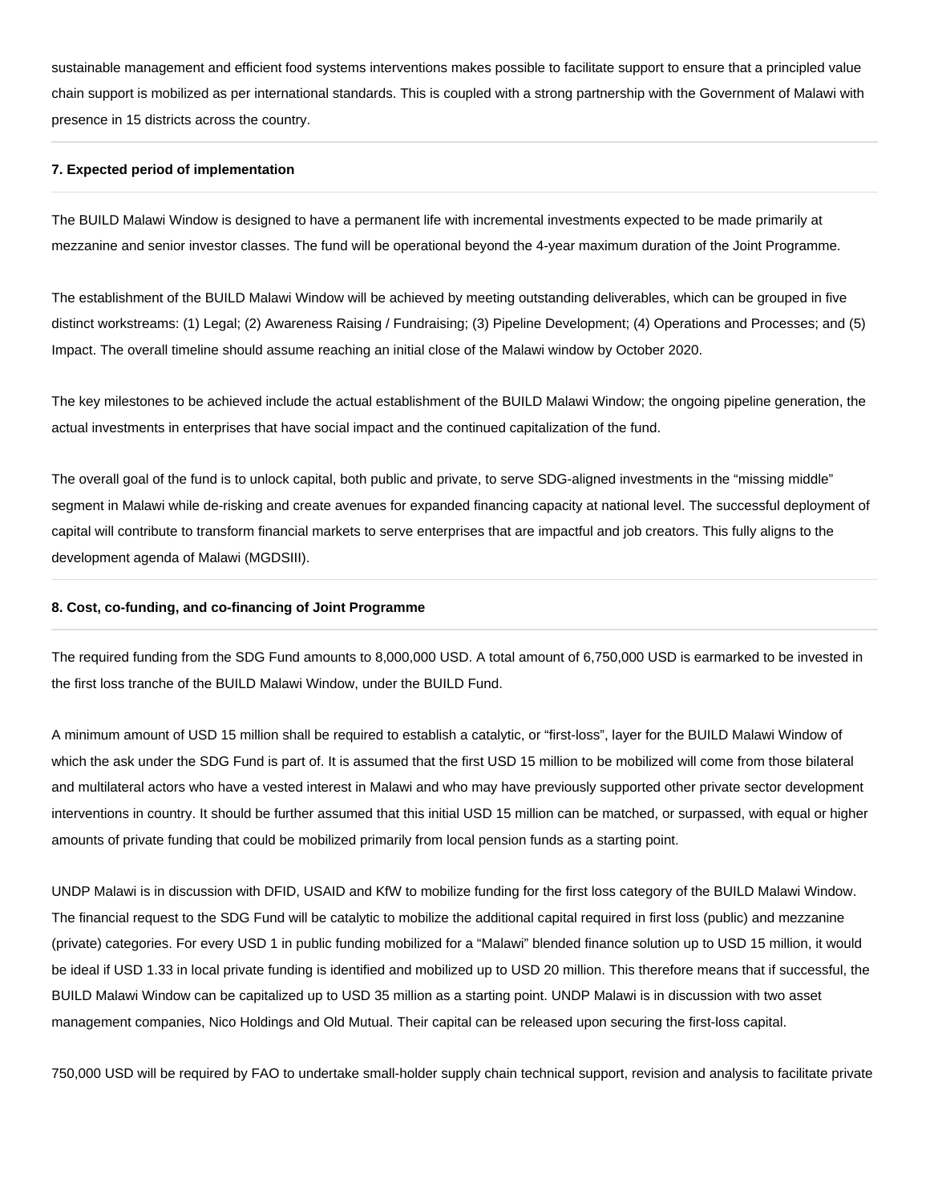sustainable management and efficient food systems interventions makes possible to facilitate support to ensure that a principled value chain support is mobilized as per international standards. This is coupled with a strong partnership with the Government of Malawi with presence in 15 districts across the country.

**7. Expected period of implementation**

The BUILD Malawi Window is designed to have a permanent life with incremental investments expected to be made primarily at mezzanine and senior investor classes. The fund will be operational beyond the 4-year maximum duration of the Joint Programme.

The establishment of the BUILD Malawi Window will be achieved by meeting outstanding deliverables, which can be grouped in five distinct workstreams: (1) Legal; (2) Awareness Raising / Fundraising; (3) Pipeline Development; (4) Operations and Processes; and (5) Impact. The overall timeline should assume reaching an initial close of the Malawi window by October 2020.

The key milestones to be achieved include the actual establishment of the BUILD Malawi Window; the ongoing pipeline generation, the actual investments in enterprises that have social impact and the continued capitalization of the fund.

The overall goal of the fund is to unlock capital, both public and private, to serve SDG-aligned investments in the "missing middle" segment in Malawi while de-risking and create avenues for expanded financing capacity at national level. The successful deployment of capital will contribute to transform financial markets to serve enterprises that are impactful and job creators. This fully aligns to the development agenda of Malawi (MGDSIII).

**8. Cost, co-funding, and co-financing of Joint Programme**

The required funding from the SDG Fund amounts to 8,000,000 USD. A total amount of 6,750,000 USD is earmarked to be invested in the first loss tranche of the BUILD Malawi Window, under the BUILD Fund.

A minimum amount of USD 15 million shall be required to establish a catalytic, or "first-loss", layer for the BUILD Malawi Window of which the ask under the SDG Fund is part of. It is assumed that the first USD 15 million to be mobilized will come from those bilateral and multilateral actors who have a vested interest in Malawi and who may have previously supported other private sector development interventions in country. It should be further assumed that this initial USD 15 million can be matched, or surpassed, with equal or higher amounts of private funding that could be mobilized primarily from local pension funds as a starting point.

UNDP Malawi is in discussion with DFID, USAID and KfW to mobilize funding for the first loss category of the BUILD Malawi Window. The financial request to the SDG Fund will be catalytic to mobilize the additional capital required in first loss (public) and mezzanine (private) categories. For every USD 1 in public funding mobilized for a "Malawi" blended finance solution up to USD 15 million, it would be ideal if USD 1.33 in local private funding is identified and mobilized up to USD 20 million. This therefore means that if successful, the BUILD Malawi Window can be capitalized up to USD 35 million as a starting point. UNDP Malawi is in discussion with two asset management companies, Nico Holdings and Old Mutual. Their capital can be released upon securing the first-loss capital.

750,000 USD will be required by FAO to undertake small-holder supply chain technical support, revision and analysis to facilitate private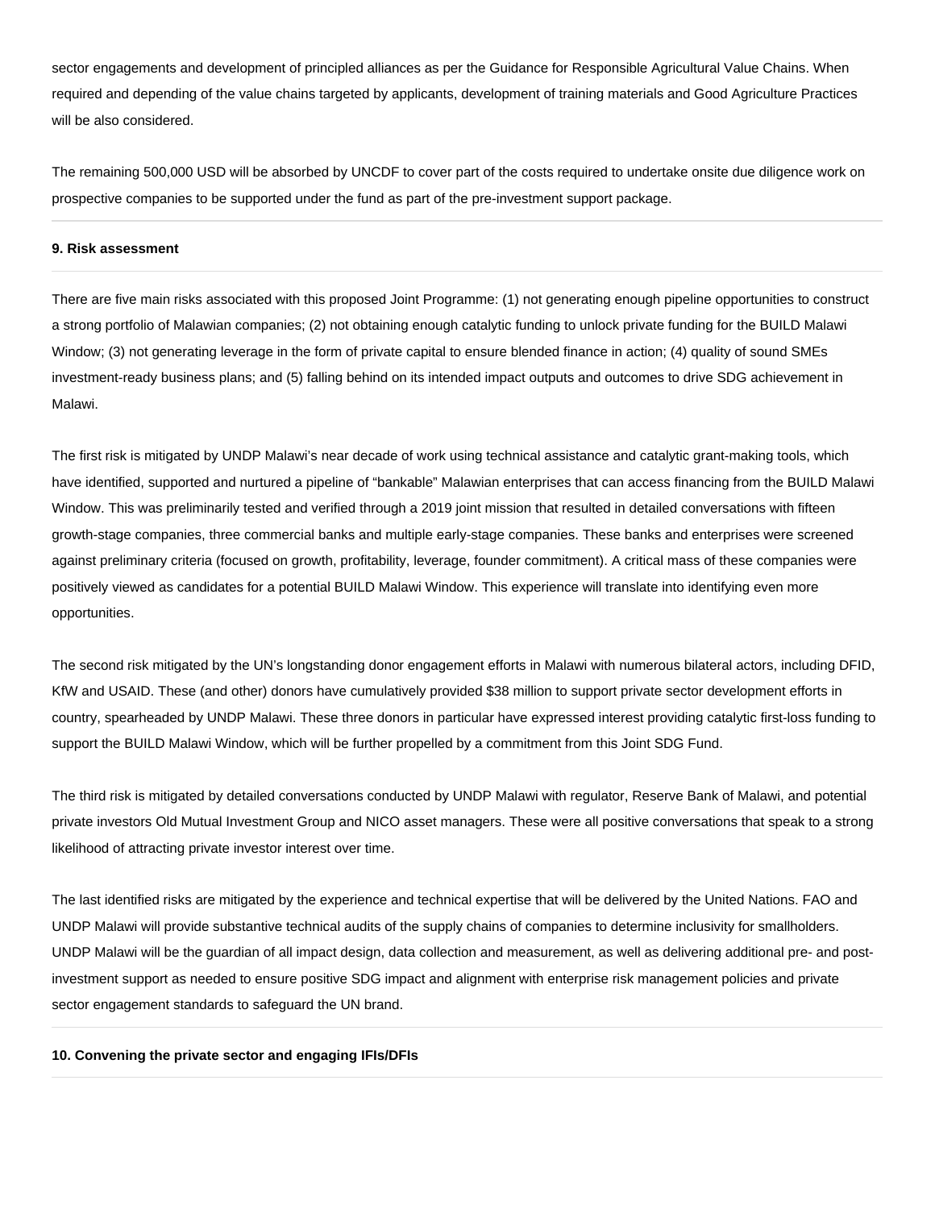sector engagements and development of principled alliances as per the Guidance for Responsible Agricultural Value Chains. When required and depending of the value chains targeted by applicants, development of training materials and Good Agriculture Practices will be also considered.

The remaining 500,000 USD will be absorbed by UNCDF to cover part of the costs required to undertake onsite due diligence work on prospective companies to be supported under the fund as part of the pre-investment support package.

---

**9. Risk assessment**

---

There are five main risks associated with this proposed Joint Programme: (1) not generating enough pipeline opportunities to construct a strong portfolio of Malawian companies; (2) not obtaining enough catalytic funding to unlock private funding for the BUILD Malawi Window; (3) not generating leverage in the form of private capital to ensure blended finance in action; (4) quality of sound SMEs investment-ready business plans; and (5) falling behind on its intended impact outputs and outcomes to drive SDG achievement in Malawi.

The first risk is mitigated by UNDP Malawi's near decade of work using technical assistance and catalytic grant-making tools, which have identified, supported and nurtured a pipeline of "bankable" Malawian enterprises that can access financing from the BUILD Malawi Window. This was preliminarily tested and verified through a 2019 joint mission that resulted in detailed conversations with fifteen growth-stage companies, three commercial banks and multiple early-stage companies. These banks and enterprises were screened against preliminary criteria (focused on growth, profitability, leverage, founder commitment). A critical mass of these companies were positively viewed as candidates for a potential BUILD Malawi Window. This experience will translate into identifying even more opportunities.

The second risk mitigated by the UN's longstanding donor engagement efforts in Malawi with numerous bilateral actors, including DFID, KfW and USAID. These (and other) donors have cumulatively provided $38 million to support private sector development efforts in country, spearheaded by UNDP Malawi. These three donors in particular have expressed interest providing catalytic first-loss funding to support the BUILD Malawi Window, which will be further propelled by a commitment from this Joint SDG Fund.

The third risk is mitigated by detailed conversations conducted by UNDP Malawi with regulator, Reserve Bank of Malawi, and potential private investors Old Mutual Investment Group and NICO asset managers. These were all positive conversations that speak to a strong likelihood of attracting private investor interest over time.

The last identified risks are mitigated by the experience and technical expertise that will be delivered by the United Nations. FAO and UNDP Malawi will provide substantive technical audits of the supply chains of companies to determine inclusivity for smallholders. UNDP Malawi will be the guardian of all impact design, data collection and measurement, as well as delivering additional pre- and post-investment support as needed to ensure positive SDG impact and alignment with enterprise risk management policies and private sector engagement standards to safeguard the UN brand.

---

**10. Convening the private sector and engaging IFIs/DFIs**

---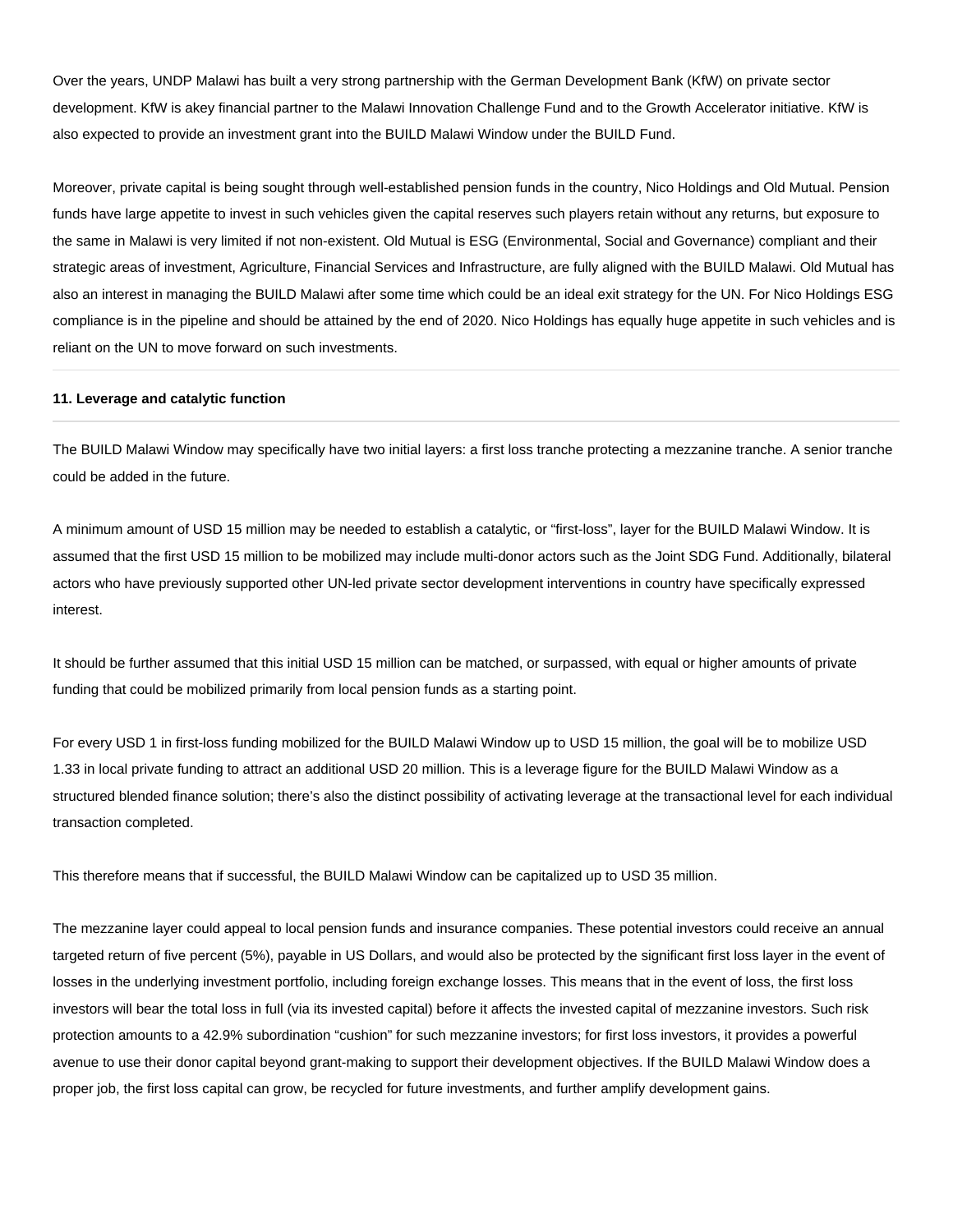Over the years, UNDP Malawi has built a very strong partnership with the German Development Bank (KfW) on private sector development. KfW is akey financial partner to the Malawi Innovation Challenge Fund and to the Growth Accelerator initiative. KfW is also expected to provide an investment grant into the BUILD Malawi Window under the BUILD Fund.

Moreover, private capital is being sought through well-established pension funds in the country, Nico Holdings and Old Mutual. Pension funds have large appetite to invest in such vehicles given the capital reserves such players retain without any returns, but exposure to the same in Malawi is very limited if not non-existent. Old Mutual is ESG (Environmental, Social and Governance) compliant and their strategic areas of investment, Agriculture, Financial Services and Infrastructure, are fully aligned with the BUILD Malawi. Old Mutual has also an interest in managing the BUILD Malawi after some time which could be an ideal exit strategy for the UN. For Nico Holdings ESG compliance is in the pipeline and should be attained by the end of 2020. Nico Holdings has equally huge appetite in such vehicles and is reliant on the UN to move forward on such investments.

#### 11. Leverage and catalytic function

The BUILD Malawi Window may specifically have two initial layers: a first loss tranche protecting a mezzanine tranche. A senior tranche could be added in the future.

A minimum amount of USD 15 million may be needed to establish a catalytic, or "first-loss", layer for the BUILD Malawi Window. It is assumed that the first USD 15 million to be mobilized may include multi-donor actors such as the Joint SDG Fund. Additionally, bilateral actors who have previously supported other UN-led private sector development interventions in country have specifically expressed interest.

It should be further assumed that this initial USD 15 million can be matched, or surpassed, with equal or higher amounts of private funding that could be mobilized primarily from local pension funds as a starting point.

For every USD 1 in first-loss funding mobilized for the BUILD Malawi Window up to USD 15 million, the goal will be to mobilize USD 1.33 in local private funding to attract an additional USD 20 million. This is a leverage figure for the BUILD Malawi Window as a structured blended finance solution; there's also the distinct possibility of activating leverage at the transactional level for each individual transaction completed.

This therefore means that if successful, the BUILD Malawi Window can be capitalized up to USD 35 million.

The mezzanine layer could appeal to local pension funds and insurance companies. These potential investors could receive an annual targeted return of five percent (5%), payable in US Dollars, and would also be protected by the significant first loss layer in the event of losses in the underlying investment portfolio, including foreign exchange losses. This means that in the event of loss, the first loss investors will bear the total loss in full (via its invested capital) before it affects the invested capital of mezzanine investors. Such risk protection amounts to a 42.9% subordination "cushion" for such mezzanine investors; for first loss investors, it provides a powerful avenue to use their donor capital beyond grant-making to support their development objectives. If the BUILD Malawi Window does a proper job, the first loss capital can grow, be recycled for future investments, and further amplify development gains.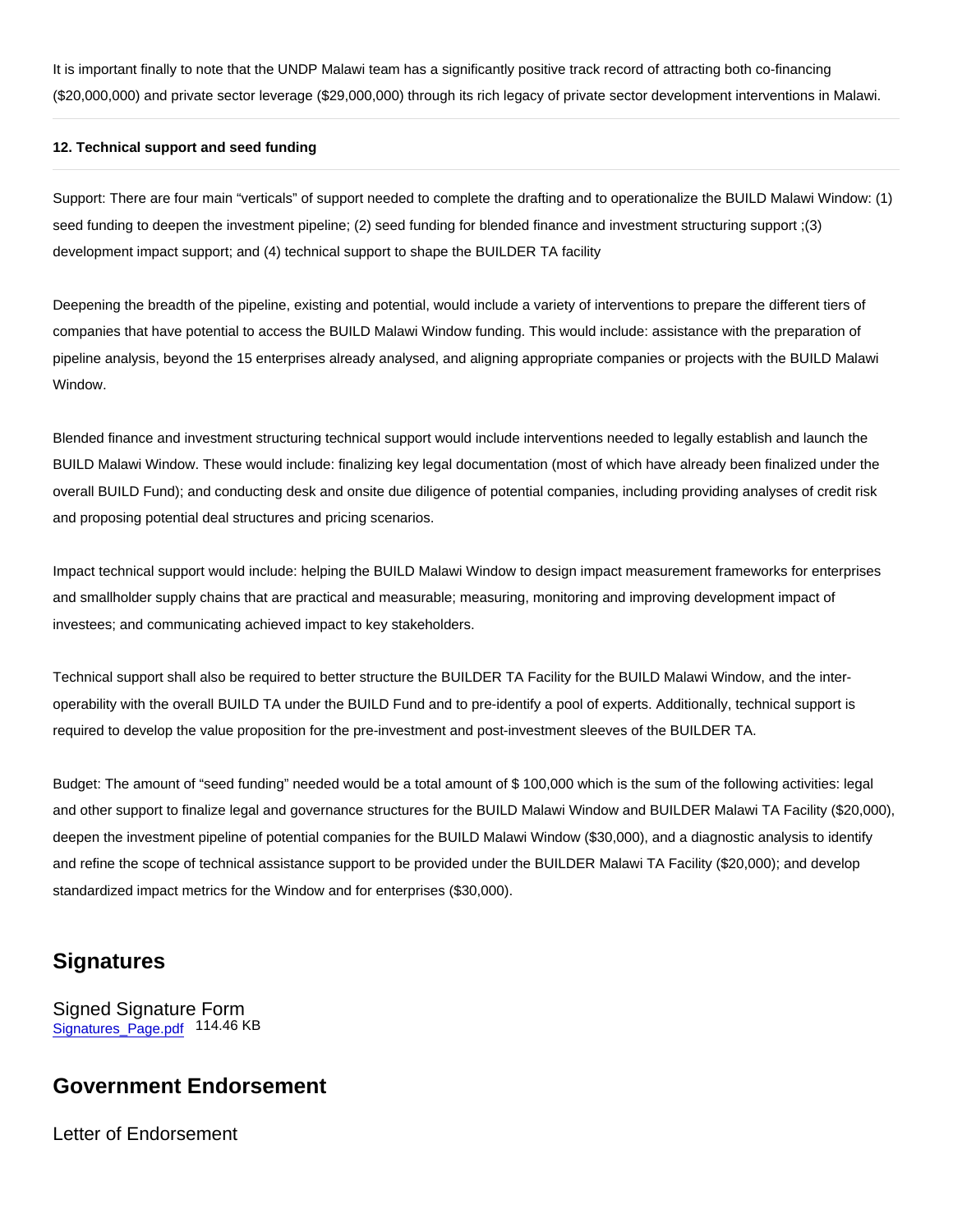It is important finally to note that the UNDP Malawi team has a significantly positive track record of attracting both co-financing ($20,000,000) and private sector leverage ($29,000,000) through its rich legacy of private sector development interventions in Malawi.

**12. Technical support and seed funding**

Support: There are four main "verticals" of support needed to complete the drafting and to operationalize the BUILD Malawi Window: (1) seed funding to deepen the investment pipeline; (2) seed funding for blended finance and investment structuring support ;(3) development impact support; and (4) technical support to shape the BUILDER TA facility

Deepening the breadth of the pipeline, existing and potential, would include a variety of interventions to prepare the different tiers of companies that have potential to access the BUILD Malawi Window funding. This would include: assistance with the preparation of pipeline analysis, beyond the 15 enterprises already analysed, and aligning appropriate companies or projects with the BUILD Malawi Window.

Blended finance and investment structuring technical support would include interventions needed to legally establish and launch the BUILD Malawi Window. These would include: finalizing key legal documentation (most of which have already been finalized under the overall BUILD Fund); and conducting desk and onsite due diligence of potential companies, including providing analyses of credit risk and proposing potential deal structures and pricing scenarios.

Impact technical support would include: helping the BUILD Malawi Window to design impact measurement frameworks for enterprises and smallholder supply chains that are practical and measurable; measuring, monitoring and improving development impact of investees; and communicating achieved impact to key stakeholders.

Technical support shall also be required to better structure the BUILDER TA Facility for the BUILD Malawi Window, and the inter-operability with the overall BUILD TA under the BUILD Fund and to pre-identify a pool of experts. Additionally, technical support is required to develop the value proposition for the pre-investment and post-investment sleeves of the BUILDER TA.

Budget: The amount of "seed funding" needed would be a total amount of $ 100,000 which is the sum of the following activities: legal and other support to finalize legal and governance structures for the BUILD Malawi Window and BUILDER Malawi TA Facility ($20,000), deepen the investment pipeline of potential companies for the BUILD Malawi Window ($30,000), and a diagnostic analysis to identify and refine the scope of technical assistance support to be provided under the BUILDER Malawi TA Facility ($20,000); and develop standardized impact metrics for the Window and for enterprises ($30,000).

## Signatures

Signed Signature Form

Signatures_Page.pdf 114.46 KB

## Government Endorsement

Letter of Endorsement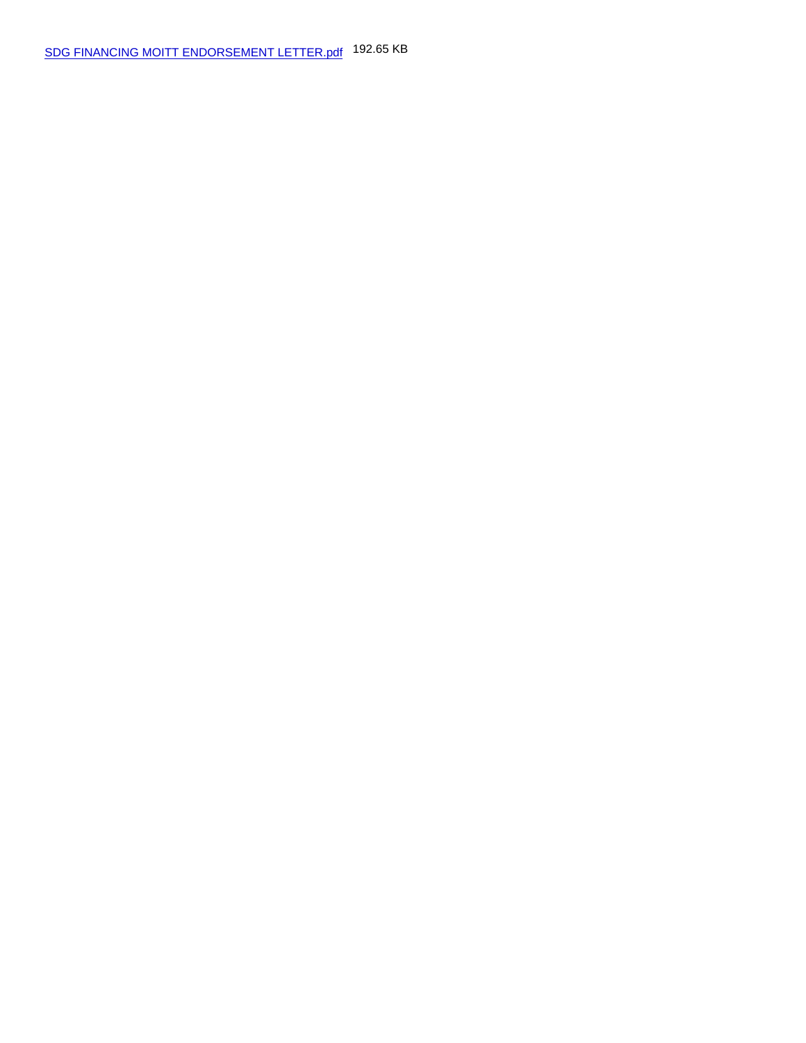[SDG FINANCING MOITT ENDORSEMENT LETTER.pdf] 192.65 KB